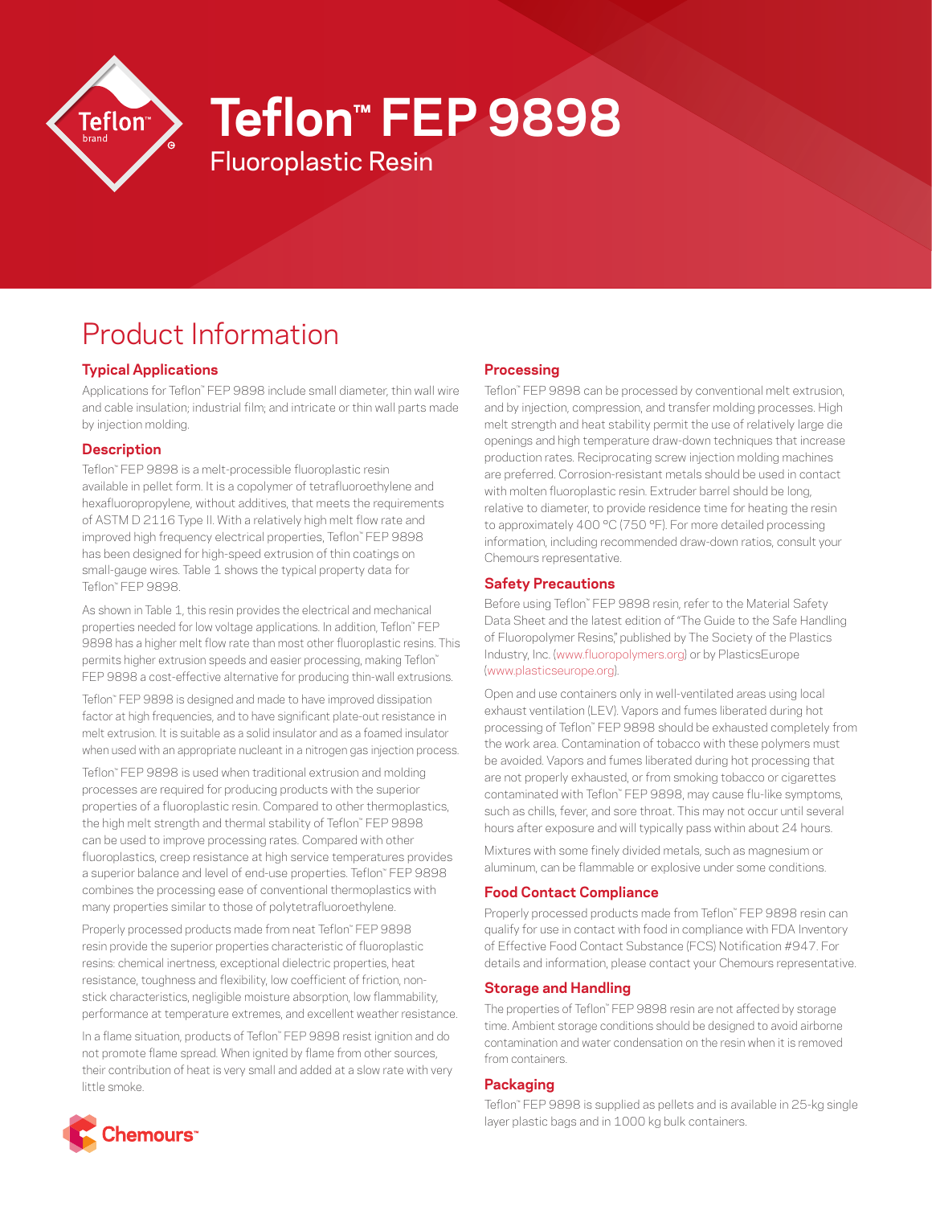# Teflon™ FEP 9898

## Fluoroplastic Resin

## Product Information

### Typical Applications

Applications for Teflon™ FEP 9898 include small diameter, thin wall wire and cable insulation; industrial film; and intricate or thin wall parts made by injection molding.

### Description

Teflon™ FEP 9898 is a melt-processible fluoroplastic resin available in pellet form. It is a copolymer of tetrafluoroethylene and hexafluoropropylene, without additives, that meets the requirements of ASTM D 2116 Type II. With a relatively high melt flow rate and improved high frequency electrical properties, Teflon™ FEP 9898 has been designed for high-speed extrusion of thin coatings on small-gauge wires. Table 1 shows the typical property data for Teflon™ FEP 9898.

As shown in Table 1, this resin provides the electrical and mechanical properties needed for low voltage applications. In addition, Teflon™ FEP 9898 has a higher melt flow rate than most other fluoroplastic resins. This permits higher extrusion speeds and easier processing, making Teflon™ FEP 9898 a cost-effective alternative for producing thin-wall extrusions.

Teflon™ FEP 9898 is designed and made to have improved dissipation factor at high frequencies, and to have significant plate-out resistance in melt extrusion. It is suitable as a solid insulator and as a foamed insulator when used with an appropriate nucleant in a nitrogen gas injection process.

Teflon™ FEP 9898 is used when traditional extrusion and molding processes are required for producing products with the superior properties of a fluoroplastic resin. Compared to other thermoplastics, the high melt strength and thermal stability of Teflon™ FEP 9898 can be used to improve processing rates. Compared with other fluoroplastics, creep resistance at high service temperatures provides a superior balance and level of end-use properties. Teflon™ FEP 9898 combines the processing ease of conventional thermoplastics with many properties similar to those of polytetrafluoroethylene.

Properly processed products made from neat Teflon™ FEP 9898 resin provide the superior properties characteristic of fluoroplastic resins: chemical inertness, exceptional dielectric properties, heat resistance, toughness and flexibility, low coefficient of friction, non-stick characteristics, negligible moisture absorption, low flammability, performance at temperature extremes, and excellent weather resistance.

In a flame situation, products of Teflon™ FEP 9898 resist ignition and do not promote flame spread. When ignited by flame from other sources, their contribution of heat is very small and added at a slow rate with very little smoke.

### Processing

Teflon™ FEP 9898 can be processed by conventional melt extrusion, and by injection, compression, and transfer molding processes. High melt strength and heat stability permit the use of relatively large die openings and high temperature draw-down techniques that increase production rates. Reciprocating screw injection molding machines are preferred. Corrosion-resistant metals should be used in contact with molten fluoroplastic resin. Extruder barrel should be long, relative to diameter, to provide residence time for heating the resin to approximately 400 °C (750 °F). For more detailed processing information, including recommended draw-down ratios, consult your Chemours representative.

### Safety Precautions

Before using Teflon™ FEP 9898 resin, refer to the Material Safety Data Sheet and the latest edition of "The Guide to the Safe Handling of Fluoropolymer Resins," published by The Society of the Plastics Industry, Inc. (www.fluoropolymers.org) or by PlasticsEurope (www.plasticseurope.org).

Open and use containers only in well-ventilated areas using local exhaust ventilation (LEV). Vapors and fumes liberated during hot processing of Teflon™ FEP 9898 should be exhausted completely from the work area. Contamination of tobacco with these polymers must be avoided. Vapors and fumes liberated during hot processing that are not properly exhausted, or from smoking tobacco or cigarettes contaminated with Teflon™ FEP 9898, may cause flu-like symptoms, such as chills, fever, and sore throat. This may not occur until several hours after exposure and will typically pass within about 24 hours.

Mixtures with some finely divided metals, such as magnesium or aluminum, can be flammable or explosive under some conditions.

### Food Contact Compliance

Properly processed products made from Teflon™ FEP 9898 resin can qualify for use in contact with food in compliance with FDA Inventory of Effective Food Contact Substance (FCS) Notification #947. For details and information, please contact your Chemours representative.

### Storage and Handling

The properties of Teflon™ FEP 9898 resin are not affected by storage time. Ambient storage conditions should be designed to avoid airborne contamination and water condensation on the resin when it is removed from containers.

### Packaging

Teflon™ FEP 9898 is supplied as pellets and is available in 25-kg single layer plastic bags and in 1000 kg bulk containers.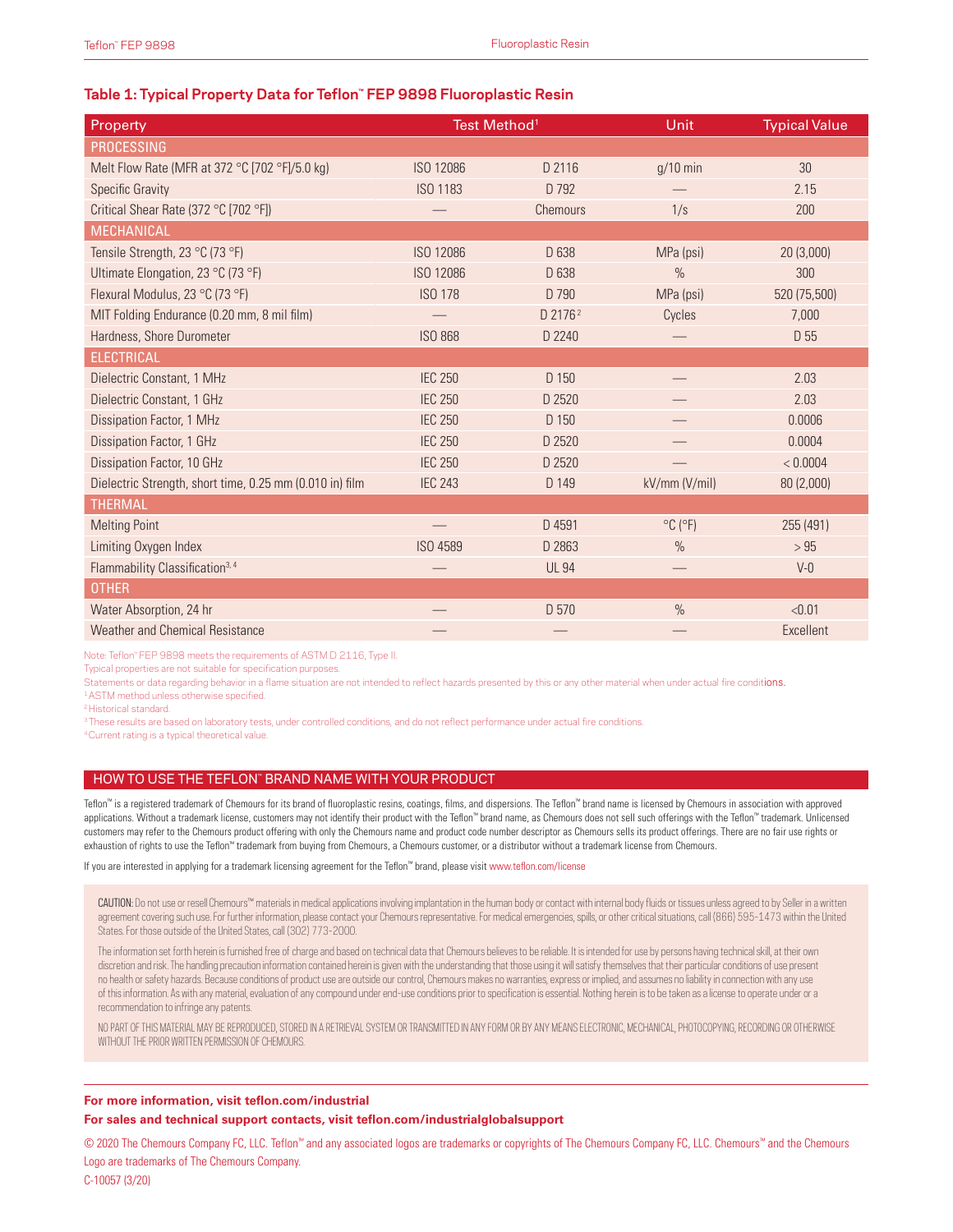## Table 1: Typical Property Data for Teflon™ FEP 9898 Fluoroplastic Resin

| Property | Test Method[1] | | Unit | Typical Value |
|---|---|---|---|---|
| **PROCESSING** | | | | |
| Melt Flow Rate (MFR at 372 °C [702 °F]/5.0 kg) | ISO 12086 | D 2116 | g/10 min | 30 |
| Specific Gravity | ISO 1183 | D 792 | — | 2.15 |
| Critical Shear Rate (372 °C [702 °F]) | — | Chemours | 1/s | 200 |
| **MECHANICAL** | | | | |
| Tensile Strength, 23 °C (73 °F) | ISO 12086 | D 638 | MPa (psi) | 20 (3,000) |
| Ultimate Elongation, 23 °C (73 °F) | ISO 12086 | D 638 | % | 300 |
| Flexural Modulus, 23 °C (73 °F) | ISO 178 | D 790 | MPa (psi) | 520 (75,500) |
| MIT Folding Endurance (0.20 mm, 8 mil film) | — | D 2176[2] | Cycles | 7,000 |
| Hardness, Shore Durometer | ISO 868 | D 2240 | — | D 55 |
| **ELECTRICAL** | | | | |
| Dielectric Constant, 1 MHz | IEC 250 | D 150 | — | 2.03 |
| Dielectric Constant, 1 GHz | IEC 250 | D 2520 | — | 2.03 |
| Dissipation Factor, 1 MHz | IEC 250 | D 150 | — | 0.0006 |
| Dissipation Factor, 1 GHz | IEC 250 | D 2520 | — | 0.0004 |
| Dissipation Factor, 10 GHz | IEC 250 | D 2520 | — | < 0.0004 |
| Dielectric Strength, short time, 0.25 mm (0.010 in) film | IEC 243 | D 149 | kV/mm (V/mil) | 80 (2,000) |
| **THERMAL** | | | | |
| Melting Point | — | D 4591 | °C (°F) | 255 (491) |
| Limiting Oxygen Index | ISO 4589 | D 2863 | % | > 95 |
| Flammability Classification[3,4] | — | UL 94 | — | V-0 |
| **OTHER** | | | | |
| Water Absorption, 24 hr | — | D 570 | % | <0.01 |
| Weather and Chemical Resistance | — | — | — | Excellent |

Note: Teflon™ FEP 9898 meets the requirements of ASTM D 2116, Type II.
Typical properties are not suitable for specification purposes.
Statements or data regarding behavior in a flame situation are not intended to reflect hazards presented by this or any other material when under actual fire conditions.
[1] ASTM method unless otherwise specified.
[2] Historical standard.
[3] These results are based on laboratory tests, under controlled conditions, and do not reflect performance under actual fire conditions.
[4] Current rating is a typical theoretical value.

## HOW TO USE THE TEFLON™ BRAND NAME WITH YOUR PRODUCT

Teflon™ is a registered trademark of Chemours for its brand of fluoroplastic resins, coatings, films, and dispersions. The Teflon™ brand name is licensed by Chemours in association with approved applications. Without a trademark license, customers may not identify their product with the Teflon™ brand name, as Chemours does not sell such offerings with the Teflon™ trademark. Unlicensed customers may refer to the Chemours product offering with only the Chemours name and product code number descriptor as Chemours sells its product offerings. There are no fair use rights or exhaustion of rights to use the Teflon™ trademark from buying from Chemours, a Chemours customer, or a distributor without a trademark license from Chemours.

If you are interested in applying for a trademark licensing agreement for the Teflon™ brand, please visit www.teflon.com/license

CAUTION: Do not use or resell Chemours™ materials in medical applications involving implantation in the human body or contact with internal body fluids or tissues unless agreed to by Seller in a written agreement covering such use. For further information, please contact your Chemours representative. For medical emergencies, spills, or other critical situations, call (866) 595-1473 within the United States. For those outside of the United States, call (302) 773-2000.

The information set forth herein is furnished free of charge and based on technical data that Chemours believes to be reliable. It is intended for use by persons having technical skill, at their own discretion and risk. The handling precaution information contained herein is given with the understanding that those using it will satisfy themselves that their particular conditions of use present no health or safety hazards. Because conditions of product use are outside our control, Chemours makes no warranties, express or implied, and assumes no liability in connection with any use of this information. As with any material, evaluation of any compound under end-use conditions prior to specification is essential. Nothing herein is to be taken as a license to operate under or a recommendation to infringe any patents.

NO PART OF THIS MATERIAL MAY BE REPRODUCED, STORED IN A RETRIEVAL SYSTEM OR TRANSMITTED IN ANY FORM OR BY ANY MEANS ELECTRONIC, MECHANICAL, PHOTOCOPYING, RECORDING OR OTHERWISE WITHOUT THE PRIOR WRITTEN PERMISSION OF CHEMOURS.

**For more information, visit teflon.com/industrial**

**For sales and technical support contacts, visit teflon.com/industrialglobalsupport**

© 2020 The Chemours Company FC, LLC. Teflon™ and any associated logos are trademarks or copyrights of The Chemours Company FC, LLC. Chemours™ and the Chemours Logo are trademarks of The Chemours Company.

C-10057 (3/20)